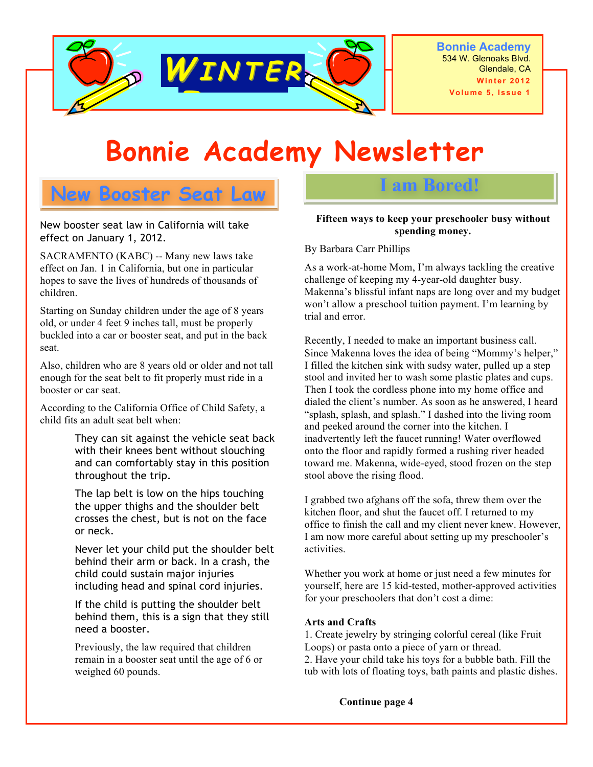# Bonnie Academy Newsletter

**Bonnie Academy**
534 W. Glenoaks Blvd.
Glendale, CA
Winter 2012
Volume 5, Issue 1

WINTER

## New Booster Seat Law

New booster seat law in California will take effect on January 1, 2012.

SACRAMENTO (KABC) -- Many new laws take effect on Jan. 1 in California, but one in particular hopes to save the lives of hundreds of thousands of children.

Starting on Sunday children under the age of 8 years old, or under 4 feet 9 inches tall, must be properly buckled into a car or booster seat, and put in the back seat.

Also, children who are 8 years old or older and not tall enough for the seat belt to fit properly must ride in a booster or car seat.

According to the California Office of Child Safety, a child fits an adult seat belt when:

> They can sit against the vehicle seat back with their knees bent without slouching and can comfortably stay in this position throughout the trip.
>
> The lap belt is low on the hips touching the upper thighs and the shoulder belt crosses the chest, but is not on the face or neck.
>
> Never let your child put the shoulder belt behind their arm or back. In a crash, the child could sustain major injuries including head and spinal cord injuries.
>
> If the child is putting the shoulder belt behind them, this is a sign that they still need a booster.

Previously, the law required that children remain in a booster seat until the age of 6 or weighed 60 pounds.

## I am Bored!

**Fifteen ways to keep your preschooler busy without spending money.**

By Barbara Carr Phillips

As a work-at-home Mom, I'm always tackling the creative challenge of keeping my 4-year-old daughter busy. Makenna's blissful infant naps are long over and my budget won't allow a preschool tuition payment. I'm learning by trial and error.

Recently, I needed to make an important business call. Since Makenna loves the idea of being "Mommy's helper," I filled the kitchen sink with sudsy water, pulled up a step stool and invited her to wash some plastic plates and cups. Then I took the cordless phone into my home office and dialed the client's number. As soon as he answered, I heard "splash, splash, and splash." I dashed into the living room and peeked around the corner into the kitchen. I inadvertently left the faucet running! Water overflowed onto the floor and rapidly formed a rushing river headed toward me. Makenna, wide-eyed, stood frozen on the step stool above the rising flood.

I grabbed two afghans off the sofa, threw them over the kitchen floor, and shut the faucet off. I returned to my office to finish the call and my client never knew. However, I am now more careful about setting up my preschooler's activities.

Whether you work at home or just need a few minutes for yourself, here are 15 kid-tested, mother-approved activities for your preschoolers that don't cost a dime:

**Arts and Crafts**

1. Create jewelry by stringing colorful cereal (like Fruit Loops) or pasta onto a piece of yarn or thread.
2. Have your child take his toys for a bubble bath. Fill the tub with lots of floating toys, bath paints and plastic dishes.

**Continue page 4**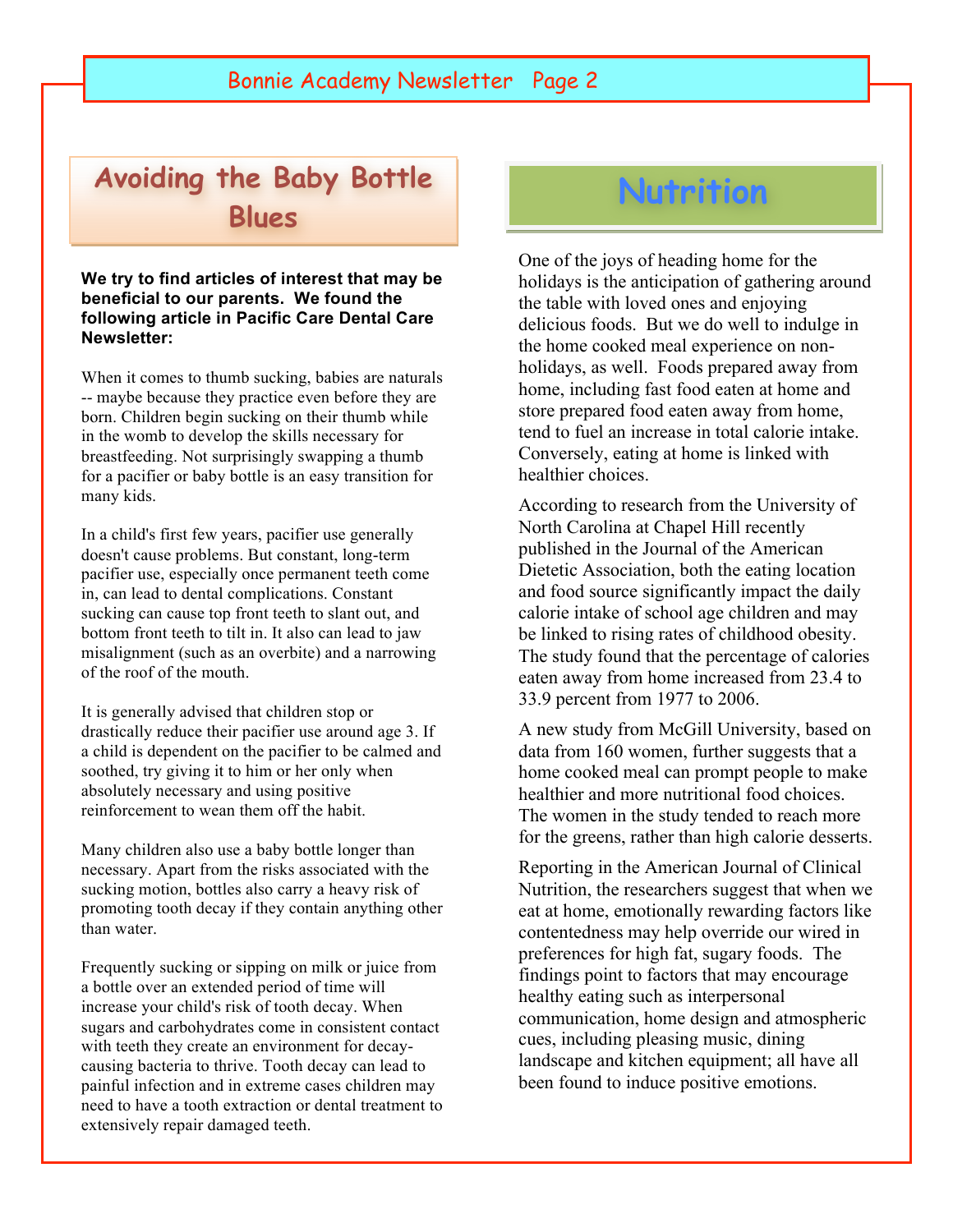## Avoiding the Baby Bottle Blues

**We try to find articles of interest that may be beneficial to our parents. We found the following article in Pacific Care Dental Care Newsletter:**

When it comes to thumb sucking, babies are naturals -- maybe because they practice even before they are born. Children begin sucking on their thumb while in the womb to develop the skills necessary for breastfeeding. Not surprisingly swapping a thumb for a pacifier or baby bottle is an easy transition for many kids.

In a child's first few years, pacifier use generally doesn't cause problems. But constant, long-term pacifier use, especially once permanent teeth come in, can lead to dental complications. Constant sucking can cause top front teeth to slant out, and bottom front teeth to tilt in. It also can lead to jaw misalignment (such as an overbite) and a narrowing of the roof of the mouth.

It is generally advised that children stop or drastically reduce their pacifier use around age 3. If a child is dependent on the pacifier to be calmed and soothed, try giving it to him or her only when absolutely necessary and using positive reinforcement to wean them off the habit.

Many children also use a baby bottle longer than necessary. Apart from the risks associated with the sucking motion, bottles also carry a heavy risk of promoting tooth decay if they contain anything other than water.

Frequently sucking or sipping on milk or juice from a bottle over an extended period of time will increase your child's risk of tooth decay. When sugars and carbohydrates come in consistent contact with teeth they create an environment for decay-causing bacteria to thrive. Tooth decay can lead to painful infection and in extreme cases children may need to have a tooth extraction or dental treatment to extensively repair damaged teeth.

## Nutrition

One of the joys of heading home for the holidays is the anticipation of gathering around the table with loved ones and enjoying delicious foods. But we do well to indulge in the home cooked meal experience on non-holidays, as well. Foods prepared away from home, including fast food eaten at home and store prepared food eaten away from home, tend to fuel an increase in total calorie intake. Conversely, eating at home is linked with healthier choices.

According to research from the University of North Carolina at Chapel Hill recently published in the Journal of the American Dietetic Association, both the eating location and food source significantly impact the daily calorie intake of school age children and may be linked to rising rates of childhood obesity. The study found that the percentage of calories eaten away from home increased from 23.4 to 33.9 percent from 1977 to 2006.

A new study from McGill University, based on data from 160 women, further suggests that a home cooked meal can prompt people to make healthier and more nutritional food choices. The women in the study tended to reach more for the greens, rather than high calorie desserts.

Reporting in the American Journal of Clinical Nutrition, the researchers suggest that when we eat at home, emotionally rewarding factors like contentedness may help override our wired in preferences for high fat, sugary foods. The findings point to factors that may encourage healthy eating such as interpersonal communication, home design and atmospheric cues, including pleasing music, dining landscape and kitchen equipment; all have all been found to induce positive emotions.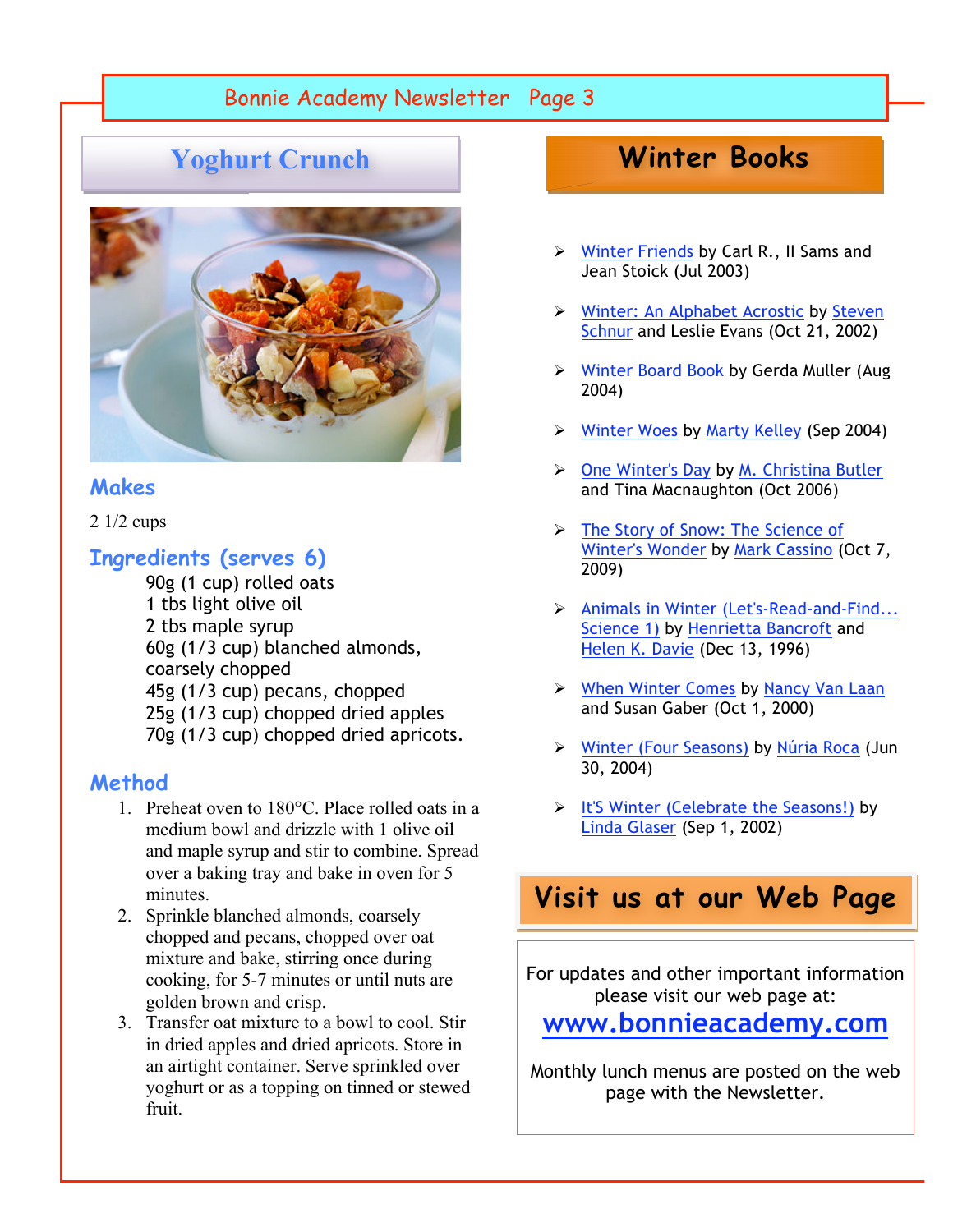# Yoghurt Crunch

### Makes

2 1/2 cups

### Ingredients (serves 6)

90g (1 cup) rolled oats
1 tbs light olive oil
2 tbs maple syrup
60g (1/3 cup) blanched almonds, coarsely chopped
45g (1/3 cup) pecans, chopped
25g (1/3 cup) chopped dried apples
70g (1/3 cup) chopped dried apricots.

### Method

1. Preheat oven to 180°C. Place rolled oats in a medium bowl and drizzle with 1 olive oil and maple syrup and stir to combine. Spread over a baking tray and bake in oven for 5 minutes.
2. Sprinkle blanched almonds, coarsely chopped and pecans, chopped over oat mixture and bake, stirring once during cooking, for 5-7 minutes or until nuts are golden brown and crisp.
3. Transfer oat mixture to a bowl to cool. Stir in dried apples and dried apricots. Store in an airtight container. Serve sprinkled over yoghurt or as a topping on tinned or stewed fruit.

# Winter Books

- Winter Friends by Carl R., II Sams and Jean Stoick (Jul 2003)
- Winter: An Alphabet Acrostic by Steven Schnur and Leslie Evans (Oct 21, 2002)
- Winter Board Book by Gerda Muller (Aug 2004)
- Winter Woes by Marty Kelley (Sep 2004)
- One Winter's Day by M. Christina Butler and Tina Macnaughton (Oct 2006)
- The Story of Snow: The Science of Winter's Wonder by Mark Cassino (Oct 7, 2009)
- Animals in Winter (Let's-Read-and-Find... Science 1) by Henrietta Bancroft and Helen K. Davie (Dec 13, 1996)
- When Winter Comes by Nancy Van Laan and Susan Gaber (Oct 1, 2000)
- Winter (Four Seasons) by Núria Roca (Jun 30, 2004)
- It'S Winter (Celebrate the Seasons!) by Linda Glaser (Sep 1, 2002)

# Visit us at our Web Page

For updates and other important information please visit our web page at:

**www.bonnieacademy.com**

Monthly lunch menus are posted on the web page with the Newsletter.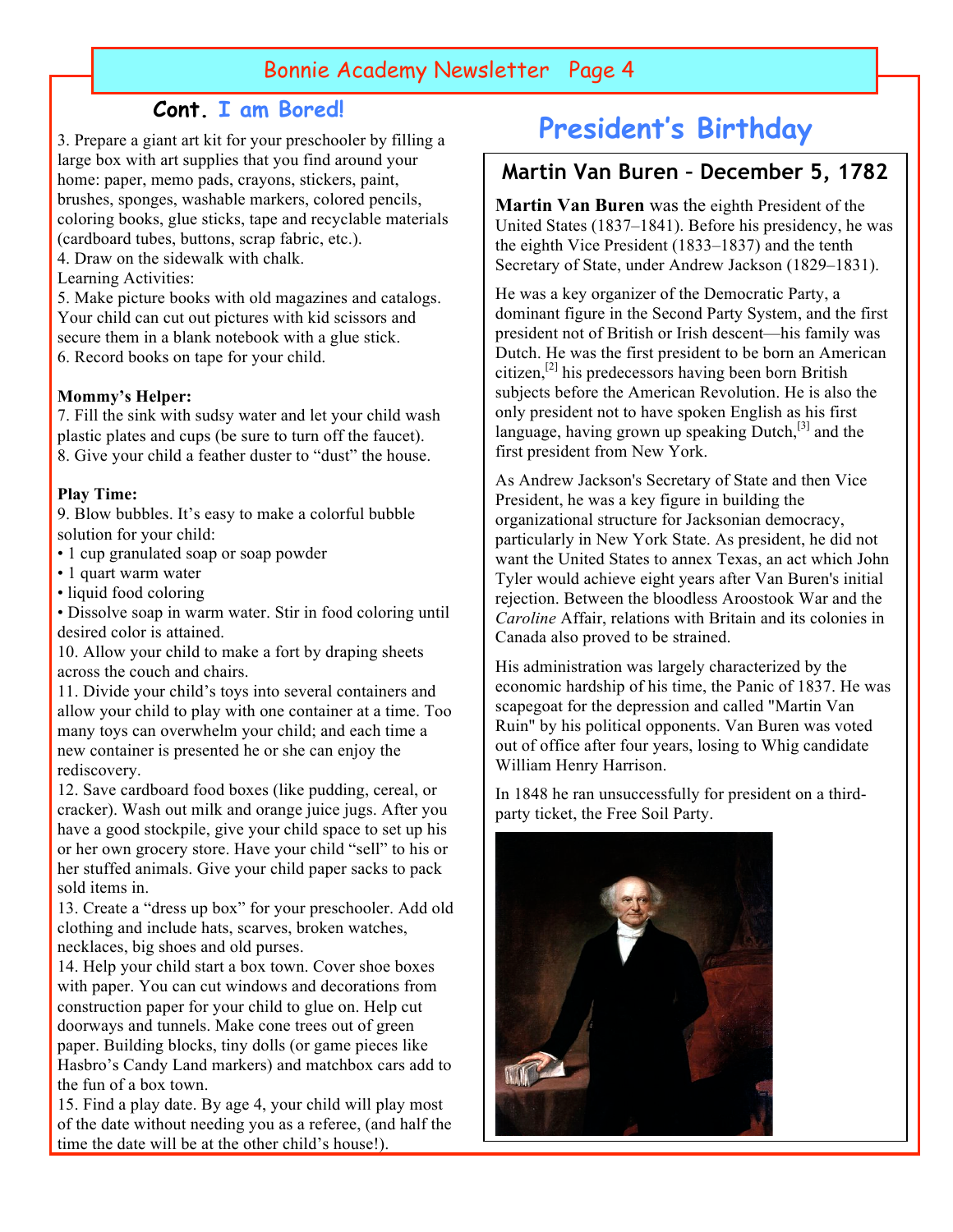## Cont. I am Bored!

3. Prepare a giant art kit for your preschooler by filling a large box with art supplies that you find around your home: paper, memo pads, crayons, stickers, paint, brushes, sponges, washable markers, colored pencils, coloring books, glue sticks, tape and recyclable materials (cardboard tubes, buttons, scrap fabric, etc.).
4. Draw on the sidewalk with chalk.

Learning Activities:

5. Make picture books with old magazines and catalogs. Your child can cut out pictures with kid scissors and secure them in a blank notebook with a glue stick.
6. Record books on tape for your child.

**Mommy's Helper:**

7. Fill the sink with sudsy water and let your child wash plastic plates and cups (be sure to turn off the faucet).
8. Give your child a feather duster to "dust" the house.

**Play Time:**

9. Blow bubbles. It's easy to make a colorful bubble solution for your child:
   - 1 cup granulated soap or soap powder
   - 1 quart warm water
   - liquid food coloring
   - Dissolve soap in warm water. Stir in food coloring until desired color is attained.
10. Allow your child to make a fort by draping sheets across the couch and chairs.
11. Divide your child's toys into several containers and allow your child to play with one container at a time. Too many toys can overwhelm your child; and each time a new container is presented he or she can enjoy the rediscovery.
12. Save cardboard food boxes (like pudding, cereal, or cracker). Wash out milk and orange juice jugs. After you have a good stockpile, give your child space to set up his or her own grocery store. Have your child "sell" to his or her stuffed animals. Give your child paper sacks to pack sold items in.
13. Create a "dress up box" for your preschooler. Add old clothing and include hats, scarves, broken watches, necklaces, big shoes and old purses.
14. Help your child start a box town. Cover shoe boxes with paper. You can cut windows and decorations from construction paper for your child to glue on. Help cut doorways and tunnels. Make cone trees out of green paper. Building blocks, tiny dolls (or game pieces like Hasbro's Candy Land markers) and matchbox cars add to the fun of a box town.
15. Find a play date. By age 4, your child will play most of the date without needing you as a referee, (and half the time the date will be at the other child's house!).

# President's Birthday

## Martin Van Buren – December 5, 1782

**Martin Van Buren** was the eighth President of the United States (1837–1841). Before his presidency, he was the eighth Vice President (1833–1837) and the tenth Secretary of State, under Andrew Jackson (1829–1831).

He was a key organizer of the Democratic Party, a dominant figure in the Second Party System, and the first president not of British or Irish descent—his family was Dutch. He was the first president to be born an American citizen,[2] his predecessors having been born British subjects before the American Revolution. He is also the only president not to have spoken English as his first language, having grown up speaking Dutch,[3] and the first president from New York.

As Andrew Jackson's Secretary of State and then Vice President, he was a key figure in building the organizational structure for Jacksonian democracy, particularly in New York State. As president, he did not want the United States to annex Texas, an act which John Tyler would achieve eight years after Van Buren's initial rejection. Between the bloodless Aroostook War and the *Caroline* Affair, relations with Britain and its colonies in Canada also proved to be strained.

His administration was largely characterized by the economic hardship of his time, the Panic of 1837. He was scapegoat for the depression and called "Martin Van Ruin" by his political opponents. Van Buren was voted out of office after four years, losing to Whig candidate William Henry Harrison.

In 1848 he ran unsuccessfully for president on a third-party ticket, the Free Soil Party.